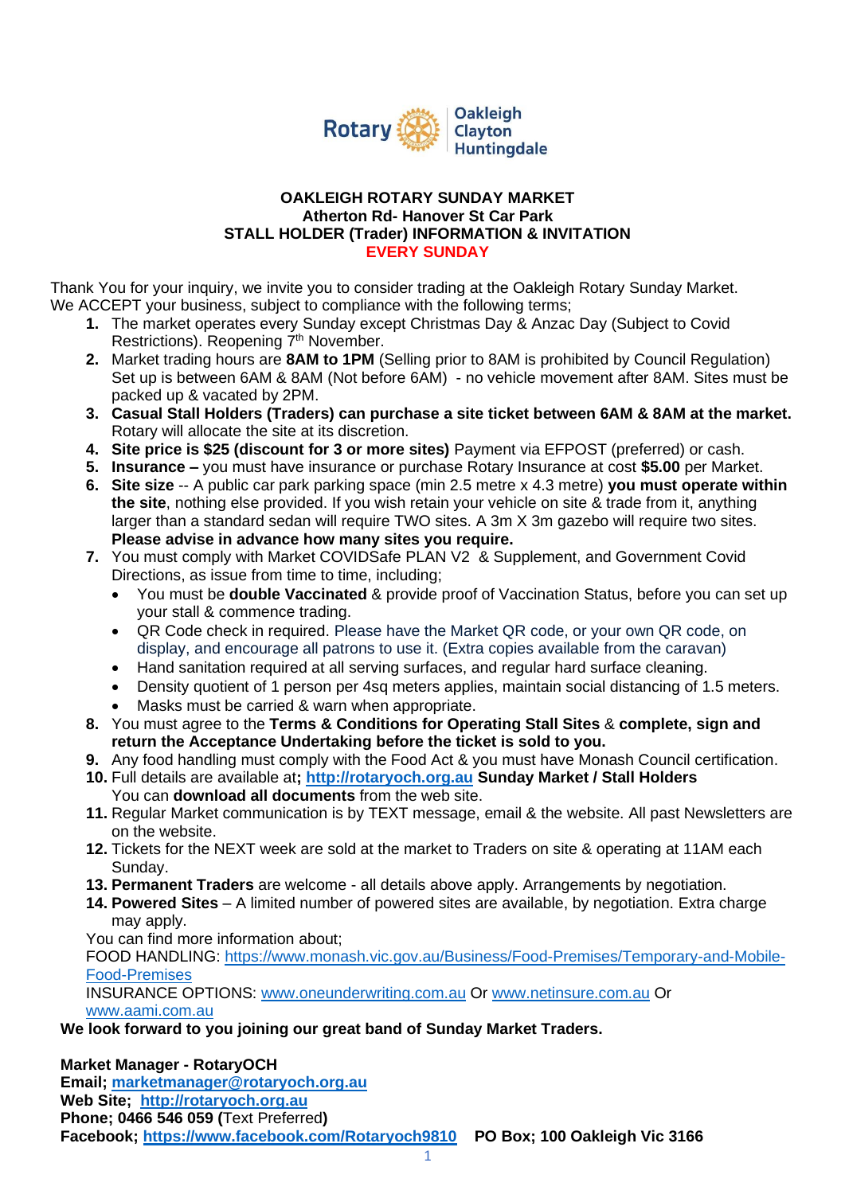Rotary Oakleigh Clayton Huntingdale

# OAKLEIGH ROTARY SUNDAY MARKET
## Atherton Rd- Hanover St Car Park
## STALL HOLDER (Trader) INFORMATION & INVITATION
## EVERY SUNDAY

Thank You for your inquiry, we invite you to consider trading at the Oakleigh Rotary Sunday Market. We ACCEPT your business, subject to compliance with the following terms;

1. The market operates every Sunday except Christmas Day & Anzac Day (Subject to Covid Restrictions). Reopening 7th November.
2. Market trading hours are **8AM to 1PM** (Selling prior to 8AM is prohibited by Council Regulation) Set up is between 6AM & 8AM (Not before 6AM) - no vehicle movement after 8AM. Sites must be packed up & vacated by 2PM.
3. **Casual Stall Holders (Traders) can purchase a site ticket between 6AM & 8AM at the market.** Rotary will allocate the site at its discretion.
4. **Site price is $25 (discount for 3 or more sites)** Payment via EFPOST (preferred) or cash.
5. **Insurance –** you must have insurance or purchase Rotary Insurance at cost **$5.00** per Market.
6. **Site size** -- A public car park parking space (min 2.5 metre x 4.3 metre) **you must operate within the site**, nothing else provided. If you wish retain your vehicle on site & trade from it, anything larger than a standard sedan will require TWO sites. A 3m X 3m gazebo will require two sites. **Please advise in advance how many sites you require.**
7. You must comply with Market COVIDSafe PLAN V2 & Supplement, and Government Covid Directions, as issue from time to time, including;
   - You must be **double Vaccinated** & provide proof of Vaccination Status, before you can set up your stall & commence trading.
   - QR Code check in required. Please have the Market QR code, or your own QR code, on display, and encourage all patrons to use it. (Extra copies available from the caravan)
   - Hand sanitation required at all serving surfaces, and regular hard surface cleaning.
   - Density quotient of 1 person per 4sq meters applies, maintain social distancing of 1.5 meters.
   - Masks must be carried & warn when appropriate.
8. You must agree to the **Terms & Conditions for Operating Stall Sites** & **complete, sign and return the Acceptance Undertaking before the ticket is sold to you.**
9. Any food handling must comply with the Food Act & you must have Monash Council certification.
10. Full details are available at**; [http://rotaryoch.org.au](http://rotaryoch.org.au) Sunday Market / Stall Holders** You can **download all documents** from the web site.
11. Regular Market communication is by TEXT message, email & the website. All past Newsletters are on the website.
12. Tickets for the NEXT week are sold at the market to Traders on site & operating at 11AM each Sunday.
13. **Permanent Traders** are welcome - all details above apply. Arrangements by negotiation.
14. **Powered Sites** – A limited number of powered sites are available, by negotiation. Extra charge may apply.

You can find more information about;
FOOD HANDLING: [https://www.monash.vic.gov.au/Business/Food-Premises/Temporary-and-Mobile-Food-Premises](https://www.monash.vic.gov.au/Business/Food-Premises/Temporary-and-Mobile-Food-Premises)
INSURANCE OPTIONS: [www.oneunderwriting.com.au](www.oneunderwriting.com.au) Or [www.netinsure.com.au](www.netinsure.com.au) Or [www.aami.com.au](www.aami.com.au)

**We look forward to you joining our great band of Sunday Market Traders.**

**Market Manager - RotaryOCH**
**Email; [marketmanager@rotaryoch.org.au](mailto:marketmanager@rotaryoch.org.au)**
**Web Site; [http://rotaryoch.org.au](http://rotaryoch.org.au)**
**Phone; 0466 546 059 (**Text Preferred**)**
**Facebook; [https://www.facebook.com/Rotaryoch9810](https://www.facebook.com/Rotaryoch9810) PO Box; 100 Oakleigh Vic 3166**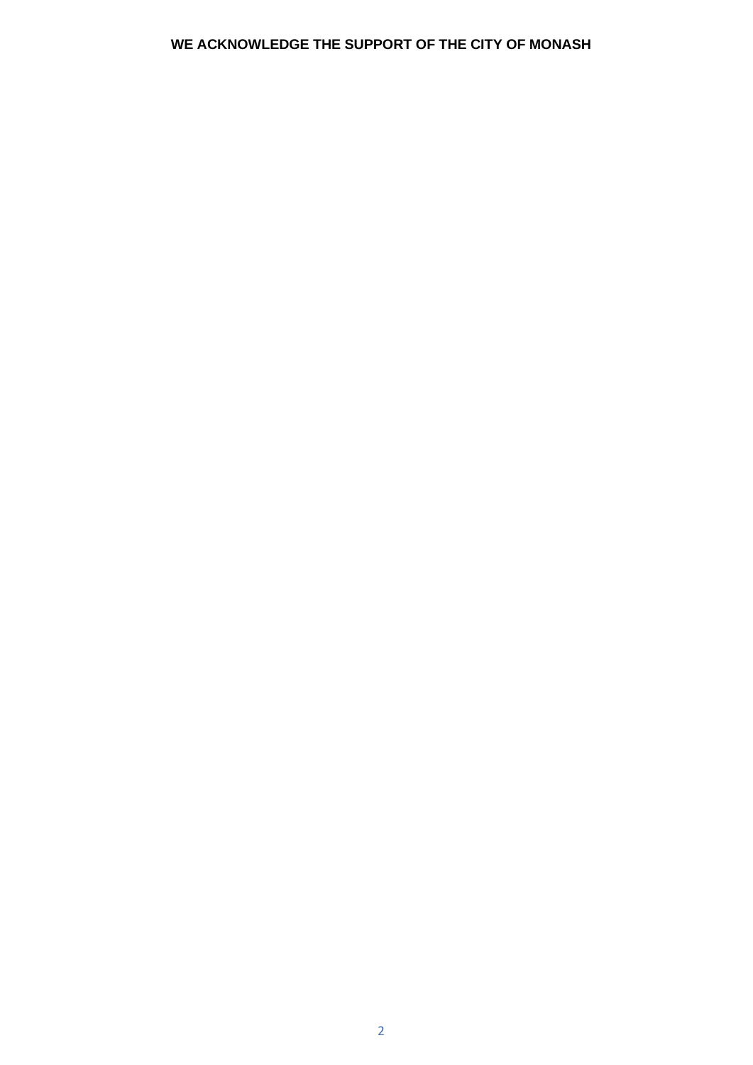**WE ACKNOWLEDGE THE SUPPORT OF THE CITY OF MONASH**